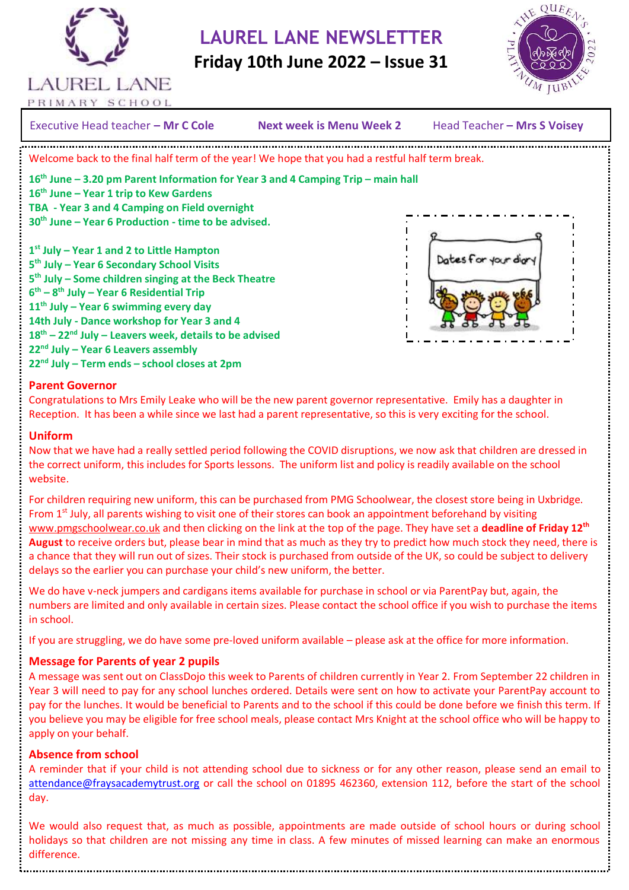# LAUREL LANE NEWSLETTER

## Friday 10th June 2022 – Issue 31

LAUREL LANE PRIMARY SCHOOL

Executive Head teacher **– Mr C Cole** | **Next week is Menu Week 2** | Head Teacher **– Mrs S Voisey**

Welcome back to the final half term of the year! We hope that you had a restful half term break.

**16th June – 3.20 pm Parent Information for Year 3 and 4 Camping Trip – main hall**
**16th June – Year 1 trip to Kew Gardens**
**TBA - Year 3 and 4 Camping on Field overnight**
**30th June – Year 6 Production - time to be advised.**

**1st July – Year 1 and 2 to Little Hampton**
**5th July – Year 6 Secondary School Visits**
**5th July – Some children singing at the Beck Theatre**
**6th – 8th July – Year 6 Residential Trip**
**11th July – Year 6 swimming every day**
**14th July - Dance workshop for Year 3 and 4**
**18th – 22nd July – Leavers week, details to be advised**
**22nd July – Year 6 Leavers assembly**
**22nd July – Term ends – school closes at 2pm**

Dates for your diary

### Parent Governor

Congratulations to Mrs Emily Leake who will be the new parent governor representative. Emily has a daughter in Reception. It has been a while since we last had a parent representative, so this is very exciting for the school.

### Uniform

Now that we have had a really settled period following the COVID disruptions, we now ask that children are dressed in the correct uniform, this includes for Sports lessons. The uniform list and policy is readily available on the school website.

For children requiring new uniform, this can be purchased from PMG Schoolwear, the closest store being in Uxbridge. From 1st July, all parents wishing to visit one of their stores can book an appointment beforehand by visiting www.pmgschoolwear.co.uk and then clicking on the link at the top of the page. They have set a **deadline of Friday 12th August** to receive orders but, please bear in mind that as much as they try to predict how much stock they need, there is a chance that they will run out of sizes. Their stock is purchased from outside of the UK, so could be subject to delivery delays so the earlier you can purchase your child's new uniform, the better.

We do have v-neck jumpers and cardigans items available for purchase in school or via ParentPay but, again, the numbers are limited and only available in certain sizes. Please contact the school office if you wish to purchase the items in school.

If you are struggling, we do have some pre-loved uniform available – please ask at the office for more information.

### Message for Parents of year 2 pupils

A message was sent out on ClassDojo this week to Parents of children currently in Year 2. From September 22 children in Year 3 will need to pay for any school lunches ordered. Details were sent on how to activate your ParentPay account to pay for the lunches. It would be beneficial to Parents and to the school if this could be done before we finish this term. If you believe you may be eligible for free school meals, please contact Mrs Knight at the school office who will be happy to apply on your behalf.

### Absence from school

A reminder that if your child is not attending school due to sickness or for any other reason, please send an email to attendance@fraysacademytrust.org or call the school on 01895 462360, extension 112, before the start of the school day.

We would also request that, as much as possible, appointments are made outside of school hours or during school holidays so that children are not missing any time in class. A few minutes of missed learning can make an enormous difference.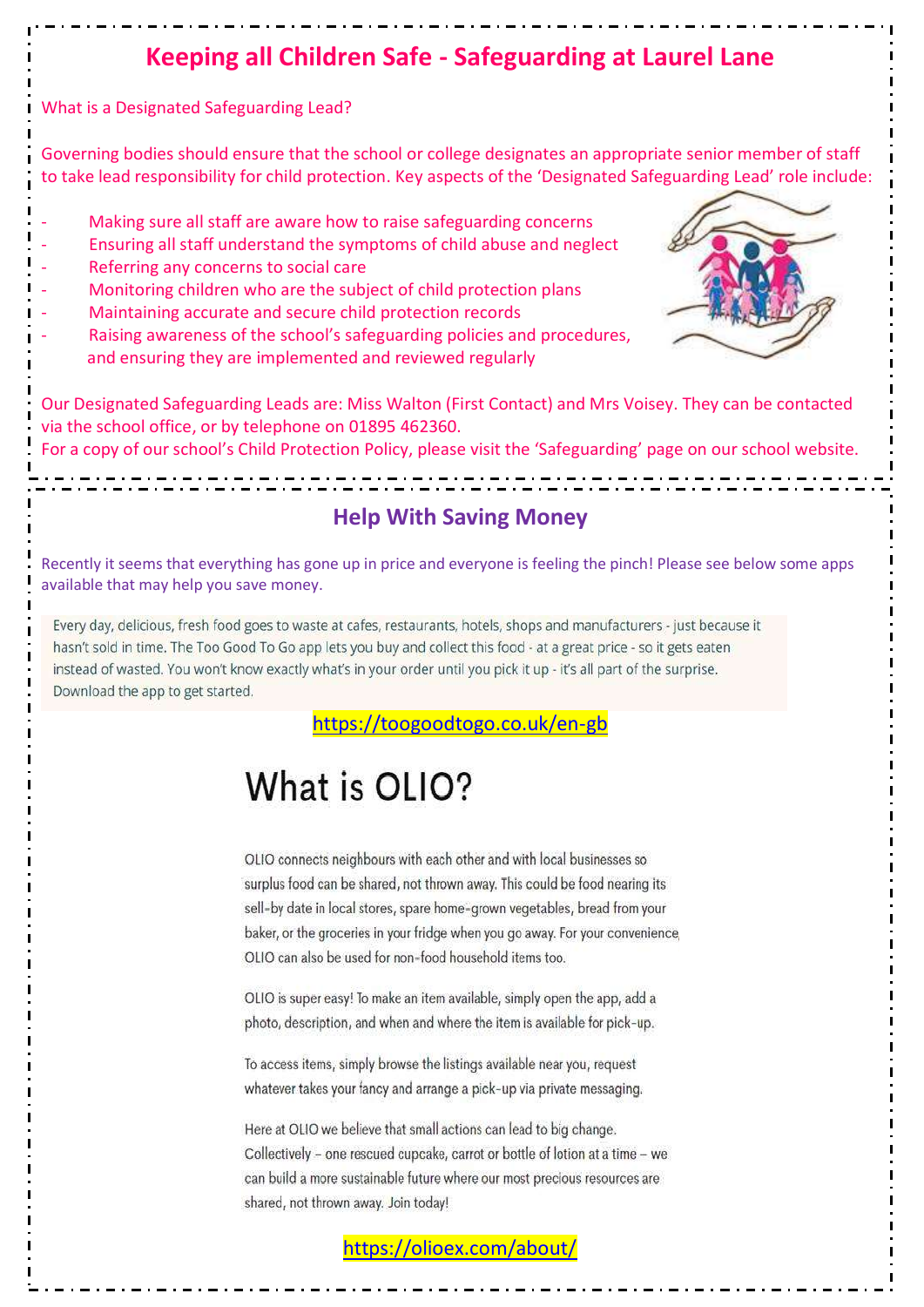# Keeping all Children Safe - Safeguarding at Laurel Lane

What is a Designated Safeguarding Lead?

Governing bodies should ensure that the school or college designates an appropriate senior member of staff to take lead responsibility for child protection. Key aspects of the 'Designated Safeguarding Lead' role include:

- Making sure all staff are aware how to raise safeguarding concerns
- Ensuring all staff understand the symptoms of child abuse and neglect
- Referring any concerns to social care
- Monitoring children who are the subject of child protection plans
- Maintaining accurate and secure child protection records
- Raising awareness of the school's safeguarding policies and procedures, and ensuring they are implemented and reviewed regularly

Our Designated Safeguarding Leads are: Miss Walton (First Contact) and Mrs Voisey. They can be contacted via the school office, or by telephone on 01895 462360.
For a copy of our school's Child Protection Policy, please visit the 'Safeguarding' page on our school website.

## Help With Saving Money

Recently it seems that everything has gone up in price and everyone is feeling the pinch! Please see below some apps available that may help you save money.

Every day, delicious, fresh food goes to waste at cafes, restaurants, hotels, shops and manufacturers - just because it hasn't sold in time. The Too Good To Go app lets you buy and collect this food - at a great price - so it gets eaten instead of wasted. You won't know exactly what's in your order until you pick it up - it's all part of the surprise. Download the app to get started.

https://toogoodtogo.co.uk/en-gb

## What is OLIO?

OLIO connects neighbours with each other and with local businesses so surplus food can be shared, not thrown away. This could be food nearing its sell-by date in local stores, spare home-grown vegetables, bread from your baker, or the groceries in your fridge when you go away. For your convenience, OLIO can also be used for non-food household items too.

OLIO is super easy! To make an item available, simply open the app, add a photo, description, and when and where the item is available for pick-up.

To access items, simply browse the listings available near you, request whatever takes your fancy and arrange a pick-up via private messaging.

Here at OLIO we believe that small actions can lead to big change. Collectively – one rescued cupcake, carrot or bottle of lotion at a time – we can build a more sustainable future where our most precious resources are shared, not thrown away. Join today!

https://olioex.com/about/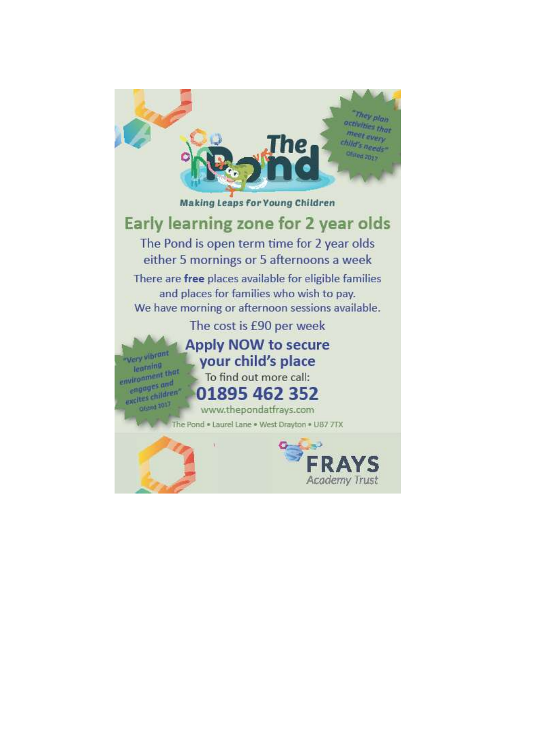# The Pond

**Making Leaps for Young Children**

*"They plan activities that meet every child's needs"*
Ofsted 2017

## Early learning zone for 2 year olds

The Pond is open term time for 2 year olds either 5 mornings or 5 afternoons a week

There are **free** places available for eligible families and places for families who wish to pay.
We have morning or afternoon sessions available.

The cost is £90 per week

*"Very vibrant learning environment that engages and excites children"*
Ofsted 2017

### Apply NOW to secure your child's place

To find out more call:

**01895 462 352**

www.thepondatfrays.com

The Pond • Laurel Lane • West Drayton • UB7 7TX

FRAYS Academy Trust